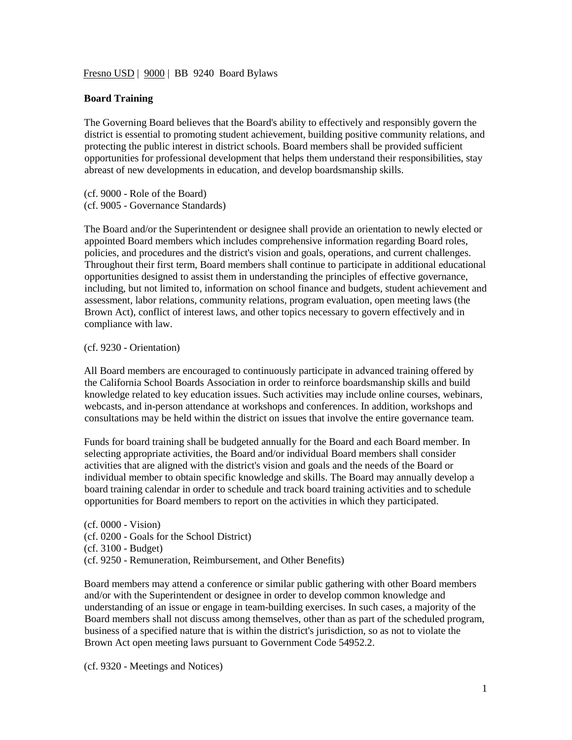Fresno USD | 9000 | BB 9240 Board Bylaws

**Board Training**

The Governing Board believes that the Board's ability to effectively and responsibly govern the district is essential to promoting student achievement, building positive community relations, and protecting the public interest in district schools. Board members shall be provided sufficient opportunities for professional development that helps them understand their responsibilities, stay abreast of new developments in education, and develop boardsmanship skills.

(cf. 9000 - Role of the Board)
(cf. 9005 - Governance Standards)

The Board and/or the Superintendent or designee shall provide an orientation to newly elected or appointed Board members which includes comprehensive information regarding Board roles, policies, and procedures and the district's vision and goals, operations, and current challenges. Throughout their first term, Board members shall continue to participate in additional educational opportunities designed to assist them in understanding the principles of effective governance, including, but not limited to, information on school finance and budgets, student achievement and assessment, labor relations, community relations, program evaluation, open meeting laws (the Brown Act), conflict of interest laws, and other topics necessary to govern effectively and in compliance with law.

(cf. 9230 - Orientation)

All Board members are encouraged to continuously participate in advanced training offered by the California School Boards Association in order to reinforce boardsmanship skills and build knowledge related to key education issues. Such activities may include online courses, webinars, webcasts, and in-person attendance at workshops and conferences. In addition, workshops and consultations may be held within the district on issues that involve the entire governance team.

Funds for board training shall be budgeted annually for the Board and each Board member. In selecting appropriate activities, the Board and/or individual Board members shall consider activities that are aligned with the district's vision and goals and the needs of the Board or individual member to obtain specific knowledge and skills. The Board may annually develop a board training calendar in order to schedule and track board training activities and to schedule opportunities for Board members to report on the activities in which they participated.

(cf. 0000 - Vision)
(cf. 0200 - Goals for the School District)
(cf. 3100 - Budget)
(cf. 9250 - Remuneration, Reimbursement, and Other Benefits)

Board members may attend a conference or similar public gathering with other Board members and/or with the Superintendent or designee in order to develop common knowledge and understanding of an issue or engage in team-building exercises. In such cases, a majority of the Board members shall not discuss among themselves, other than as part of the scheduled program, business of a specified nature that is within the district's jurisdiction, so as not to violate the Brown Act open meeting laws pursuant to Government Code 54952.2.

(cf. 9320 - Meetings and Notices)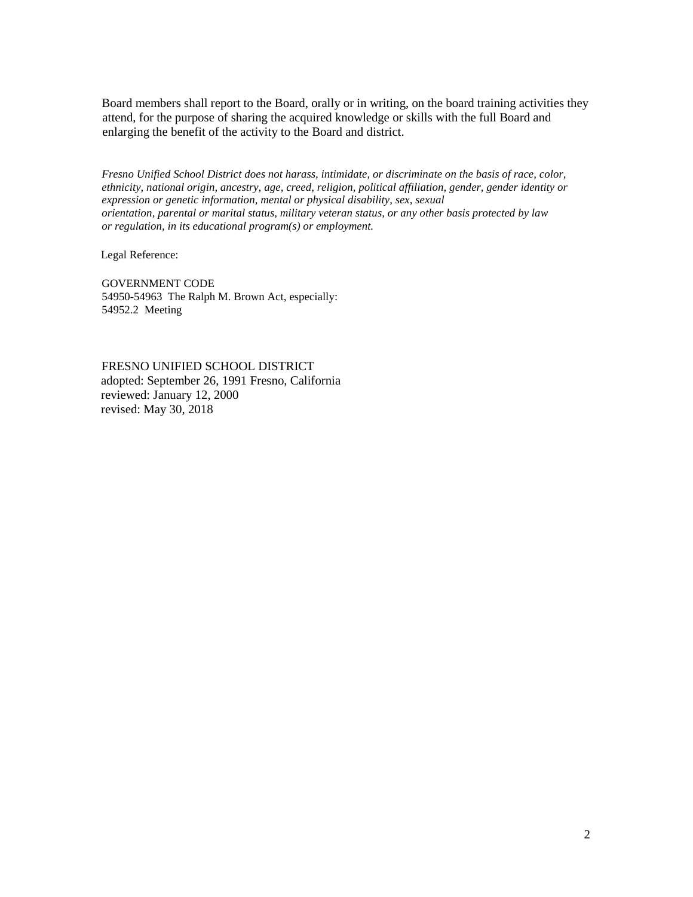Board members shall report to the Board, orally or in writing, on the board training activities they attend, for the purpose of sharing the acquired knowledge or skills with the full Board and enlarging the benefit of the activity to the Board and district.

*Fresno Unified School District does not harass, intimidate, or discriminate on the basis of race, color, ethnicity, national origin, ancestry, age, creed, religion, political affiliation, gender, gender identity or expression or genetic information, mental or physical disability, sex, sexual orientation, parental or marital status, military veteran status, or any other basis protected by law or regulation, in its educational program(s) or employment.*

Legal Reference:

GOVERNMENT CODE
54950-54963 The Ralph M. Brown Act, especially:
54952.2 Meeting

FRESNO UNIFIED SCHOOL DISTRICT
adopted: September 26, 1991 Fresno, California
reviewed: January 12, 2000
revised: May 30, 2018